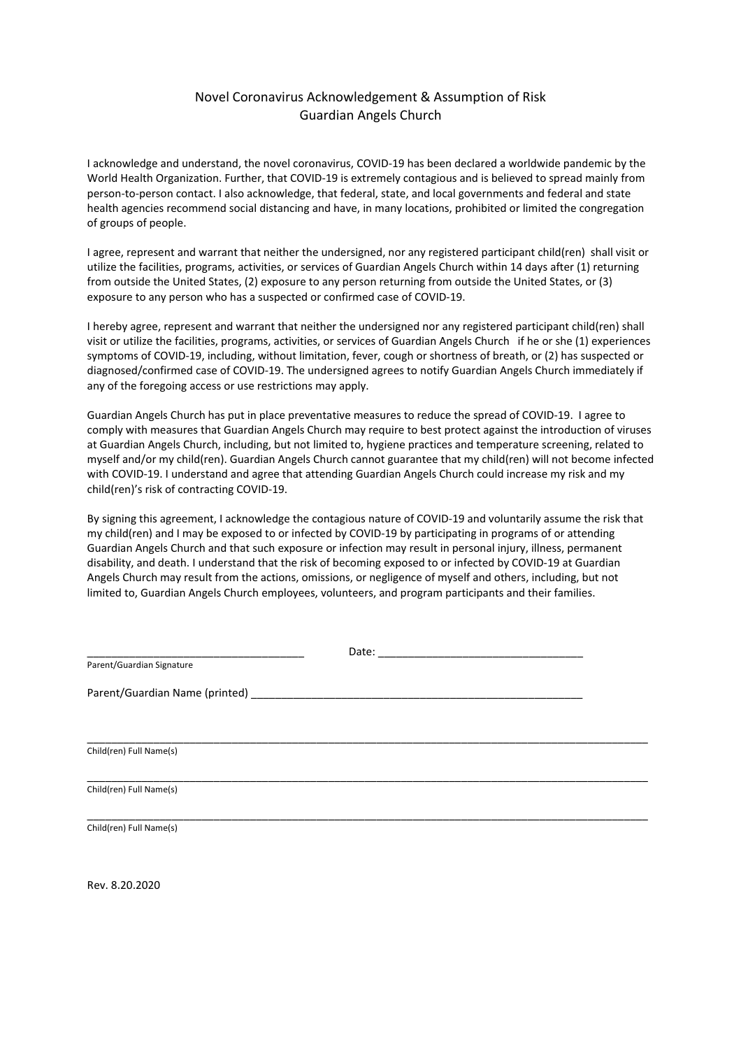# Novel Coronavirus Acknowledgement & Assumption of Risk
## Guardian Angels Church

I acknowledge and understand, the novel coronavirus, COVID-19 has been declared a worldwide pandemic by the World Health Organization. Further, that COVID-19 is extremely contagious and is believed to spread mainly from person-to-person contact. I also acknowledge, that federal, state, and local governments and federal and state health agencies recommend social distancing and have, in many locations, prohibited or limited the congregation of groups of people.

I agree, represent and warrant that neither the undersigned, nor any registered participant child(ren) shall visit or utilize the facilities, programs, activities, or services of Guardian Angels Church within 14 days after (1) returning from outside the United States, (2) exposure to any person returning from outside the United States, or (3) exposure to any person who has a suspected or confirmed case of COVID-19.

I hereby agree, represent and warrant that neither the undersigned nor any registered participant child(ren) shall visit or utilize the facilities, programs, activities, or services of Guardian Angels Church if he or she (1) experiences symptoms of COVID-19, including, without limitation, fever, cough or shortness of breath, or (2) has suspected or diagnosed/confirmed case of COVID-19. The undersigned agrees to notify Guardian Angels Church immediately if any of the foregoing access or use restrictions may apply.

Guardian Angels Church has put in place preventative measures to reduce the spread of COVID-19. I agree to comply with measures that Guardian Angels Church may require to best protect against the introduction of viruses at Guardian Angels Church, including, but not limited to, hygiene practices and temperature screening, related to myself and/or my child(ren). Guardian Angels Church cannot guarantee that my child(ren) will not become infected with COVID-19. I understand and agree that attending Guardian Angels Church could increase my risk and my child(ren)'s risk of contracting COVID-19.

By signing this agreement, I acknowledge the contagious nature of COVID-19 and voluntarily assume the risk that my child(ren) and I may be exposed to or infected by COVID-19 by participating in programs of or attending Guardian Angels Church and that such exposure or infection may result in personal injury, illness, permanent disability, and death. I understand that the risk of becoming exposed to or infected by COVID-19 at Guardian Angels Church may result from the actions, omissions, or negligence of myself and others, including, but not limited to, Guardian Angels Church employees, volunteers, and program participants and their families.

\_\_\_\_\_\_\_\_\_\_\_\_\_\_\_\_\_\_\_\_\_\_\_\_\_\_\_\_\_\_\_\_\_\_\_\_ Date: \_\_\_\_\_\_\_\_\_\_\_\_\_\_\_\_\_\_\_\_\_\_\_\_\_\_\_\_\_\_\_\_\_\_

Parent/Guardian Signature

Parent/Guardian Name (printed) \_\_\_\_\_\_\_\_\_\_\_\_\_\_\_\_\_\_\_\_\_\_\_\_\_\_\_\_\_\_\_\_\_\_\_\_\_\_\_\_\_\_\_\_\_\_\_\_\_\_\_\_\_\_

\_\_\_\_\_\_\_\_\_\_\_\_\_\_\_\_\_\_\_\_\_\_\_\_\_\_\_\_\_\_\_\_\_\_\_\_\_\_\_\_\_\_\_\_\_\_\_\_\_\_\_\_\_\_\_\_\_\_\_\_\_\_\_\_\_\_\_\_\_\_\_\_\_\_\_\_\_\_\_\_\_\_\_\_\_\_\_\_\_\_\_\_

Child(ren) Full Name(s)

\_\_\_\_\_\_\_\_\_\_\_\_\_\_\_\_\_\_\_\_\_\_\_\_\_\_\_\_\_\_\_\_\_\_\_\_\_\_\_\_\_\_\_\_\_\_\_\_\_\_\_\_\_\_\_\_\_\_\_\_\_\_\_\_\_\_\_\_\_\_\_\_\_\_\_\_\_\_\_\_\_\_\_\_\_\_\_\_\_\_\_\_

Child(ren) Full Name(s)

\_\_\_\_\_\_\_\_\_\_\_\_\_\_\_\_\_\_\_\_\_\_\_\_\_\_\_\_\_\_\_\_\_\_\_\_\_\_\_\_\_\_\_\_\_\_\_\_\_\_\_\_\_\_\_\_\_\_\_\_\_\_\_\_\_\_\_\_\_\_\_\_\_\_\_\_\_\_\_\_\_\_\_\_\_\_\_\_\_\_\_\_

Child(ren) Full Name(s)

Rev. 8.20.2020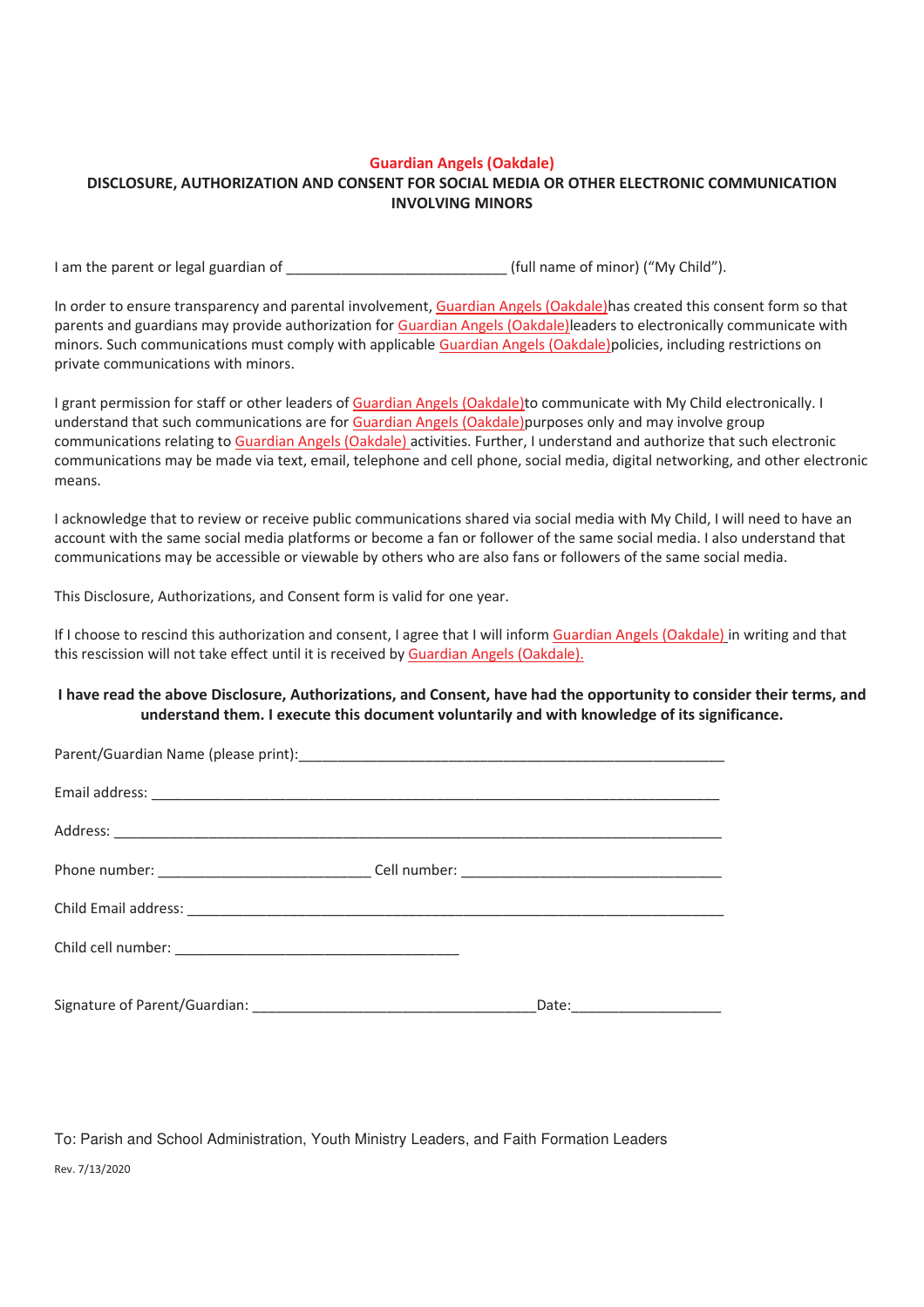**Guardian Angels (Oakdale)**

**DISCLOSURE, AUTHORIZATION AND CONSENT FOR SOCIAL MEDIA OR OTHER ELECTRONIC COMMUNICATION INVOLVING MINORS**

I am the parent or legal guardian of ____________________________ (full name of minor) ("My Child").

In order to ensure transparency and parental involvement, Guardian Angels (Oakdale)has created this consent form so that parents and guardians may provide authorization for Guardian Angels (Oakdale)leaders to electronically communicate with minors. Such communications must comply with applicable Guardian Angels (Oakdale)policies, including restrictions on private communications with minors.

I grant permission for staff or other leaders of Guardian Angels (Oakdale)to communicate with My Child electronically. I understand that such communications are for Guardian Angels (Oakdale)purposes only and may involve group communications relating to Guardian Angels (Oakdale) activities. Further, I understand and authorize that such electronic communications may be made via text, email, telephone and cell phone, social media, digital networking, and other electronic means.

I acknowledge that to review or receive public communications shared via social media with My Child, I will need to have an account with the same social media platforms or become a fan or follower of the same social media. I also understand that communications may be accessible or viewable by others who are also fans or followers of the same social media.

This Disclosure, Authorizations, and Consent form is valid for one year.

If I choose to rescind this authorization and consent, I agree that I will inform Guardian Angels (Oakdale) in writing and that this rescission will not take effect until it is received by Guardian Angels (Oakdale).

**I have read the above Disclosure, Authorizations, and Consent, have had the opportunity to consider their terms, and understand them. I execute this document voluntarily and with knowledge of its significance.**

Parent/Guardian Name (please print):_______________________________________________________

Email address: ___________________________________________________________________________

Address: _______________________________________________________________________________

Phone number: ___________________________ Cell number: __________________________________

Child Email address: _______________________________________________________________________

Child cell number: ____________________________________

Signature of Parent/Guardian: ____________________________________Date:___________________

To: Parish and School Administration, Youth Ministry Leaders, and Faith Formation Leaders

Rev. 7/13/2020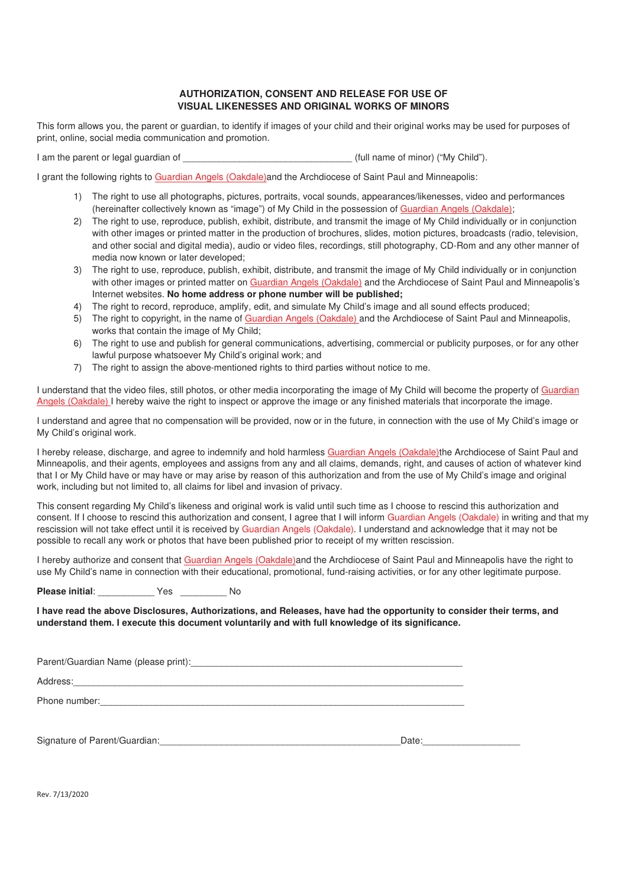# AUTHORIZATION, CONSENT AND RELEASE FOR USE OF VISUAL LIKENESSES AND ORIGINAL WORKS OF MINORS

This form allows you, the parent or guardian, to identify if images of your child and their original works may be used for purposes of print, online, social media communication and promotion.

I am the parent or legal guardian of ________________________________ (full name of minor) ("My Child").

I grant the following rights to Guardian Angels (Oakdale)and the Archdiocese of Saint Paul and Minneapolis:

1) The right to use all photographs, pictures, portraits, vocal sounds, appearances/likenesses, video and performances (hereinafter collectively known as "image") of My Child in the possession of Guardian Angels (Oakdale);
2) The right to use, reproduce, publish, exhibit, distribute, and transmit the image of My Child individually or in conjunction with other images or printed matter in the production of brochures, slides, motion pictures, broadcasts (radio, television, and other social and digital media), audio or video files, recordings, still photography, CD-Rom and any other manner of media now known or later developed;
3) The right to use, reproduce, publish, exhibit, distribute, and transmit the image of My Child individually or in conjunction with other images or printed matter on Guardian Angels (Oakdale) and the Archdiocese of Saint Paul and Minneapolis's Internet websites. **No home address or phone number will be published;**
4) The right to record, reproduce, amplify, edit, and simulate My Child's image and all sound effects produced;
5) The right to copyright, in the name of Guardian Angels (Oakdale) and the Archdiocese of Saint Paul and Minneapolis, works that contain the image of My Child;
6) The right to use and publish for general communications, advertising, commercial or publicity purposes, or for any other lawful purpose whatsoever My Child's original work; and
7) The right to assign the above-mentioned rights to third parties without notice to me.

I understand that the video files, still photos, or other media incorporating the image of My Child will become the property of Guardian Angels (Oakdale) I hereby waive the right to inspect or approve the image or any finished materials that incorporate the image.

I understand and agree that no compensation will be provided, now or in the future, in connection with the use of My Child's image or My Child's original work.

I hereby release, discharge, and agree to indemnify and hold harmless Guardian Angels (Oakdale)the Archdiocese of Saint Paul and Minneapolis, and their agents, employees and assigns from any and all claims, demands, right, and causes of action of whatever kind that I or My Child have or may have or may arise by reason of this authorization and from the use of My Child's image and original work, including but not limited to, all claims for libel and invasion of privacy.

This consent regarding My Child's likeness and original work is valid until such time as I choose to rescind this authorization and consent. If I choose to rescind this authorization and consent, I agree that I will inform Guardian Angels (Oakdale) in writing and that my rescission will not take effect until it is received by Guardian Angels (Oakdale). I understand and acknowledge that it may not be possible to recall any work or photos that have been published prior to receipt of my written rescission.

I hereby authorize and consent that Guardian Angels (Oakdale)and the Archdiocese of Saint Paul and Minneapolis have the right to use My Child's name in connection with their educational, promotional, fund-raising activities, or for any other legitimate purpose.

**Please initial**: ___________ Yes _________ No

**I have read the above Disclosures, Authorizations, and Releases, have had the opportunity to consider their terms, and understand them. I execute this document voluntarily and with full knowledge of its significance.**

Parent/Guardian Name (please print):_____________________________________________________

Address:___________________________________________________________________________

Phone number:______________________________________________________________________

Signature of Parent/Guardian:_______________________________________________Date:___________________

Rev. 7/13/2020